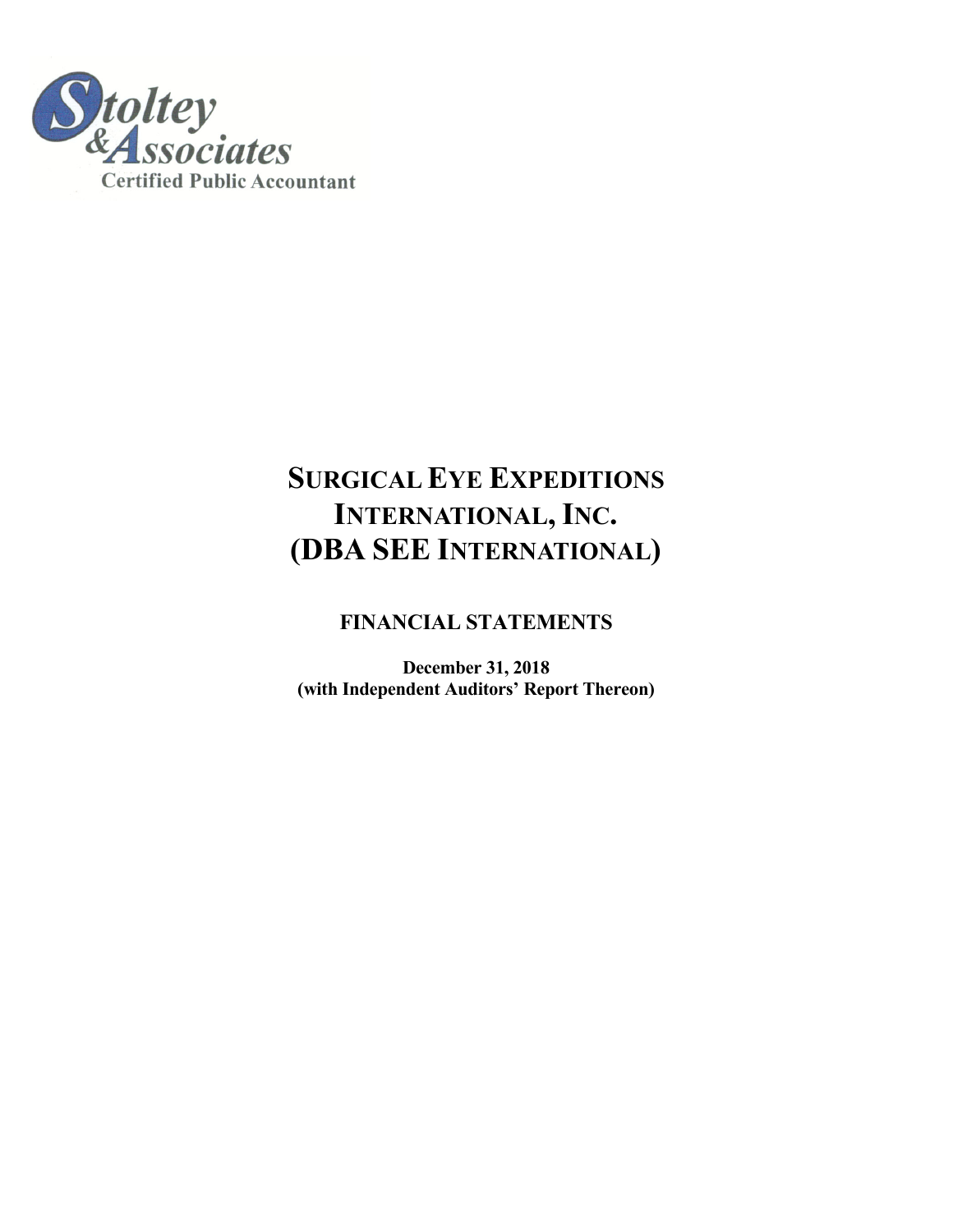Stoltey & Associates

Certified Public Accountant

# SURGICAL EYE EXPEDITIONS INTERNATIONAL, INC. (DBA SEE INTERNATIONAL)

## FINANCIAL STATEMENTS

**December 31, 2018**
**(with Independent Auditors' Report Thereon)**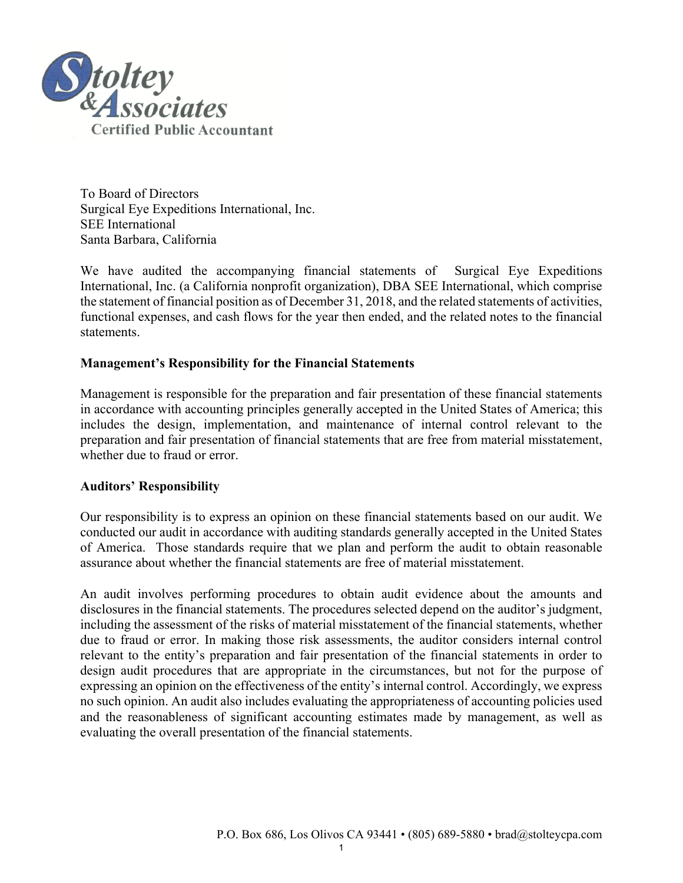Stoltey & Associates
Certified Public Accountant

To Board of Directors
Surgical Eye Expeditions International, Inc.
SEE International
Santa Barbara, California

We have audited the accompanying financial statements of Surgical Eye Expeditions International, Inc. (a California nonprofit organization), DBA SEE International, which comprise the statement of financial position as of December 31, 2018, and the related statements of activities, functional expenses, and cash flows for the year then ended, and the related notes to the financial statements.

**Management's Responsibility for the Financial Statements**

Management is responsible for the preparation and fair presentation of these financial statements in accordance with accounting principles generally accepted in the United States of America; this includes the design, implementation, and maintenance of internal control relevant to the preparation and fair presentation of financial statements that are free from material misstatement, whether due to fraud or error.

**Auditors' Responsibility**

Our responsibility is to express an opinion on these financial statements based on our audit. We conducted our audit in accordance with auditing standards generally accepted in the United States of America. Those standards require that we plan and perform the audit to obtain reasonable assurance about whether the financial statements are free of material misstatement.

An audit involves performing procedures to obtain audit evidence about the amounts and disclosures in the financial statements. The procedures selected depend on the auditor's judgment, including the assessment of the risks of material misstatement of the financial statements, whether due to fraud or error. In making those risk assessments, the auditor considers internal control relevant to the entity's preparation and fair presentation of the financial statements in order to design audit procedures that are appropriate in the circumstances, but not for the purpose of expressing an opinion on the effectiveness of the entity's internal control. Accordingly, we express no such opinion. An audit also includes evaluating the appropriateness of accounting policies used and the reasonableness of significant accounting estimates made by management, as well as evaluating the overall presentation of the financial statements.

P.O. Box 686, Los Olivos CA 93441 • (805) 689-5880 • brad@stolteycpa.com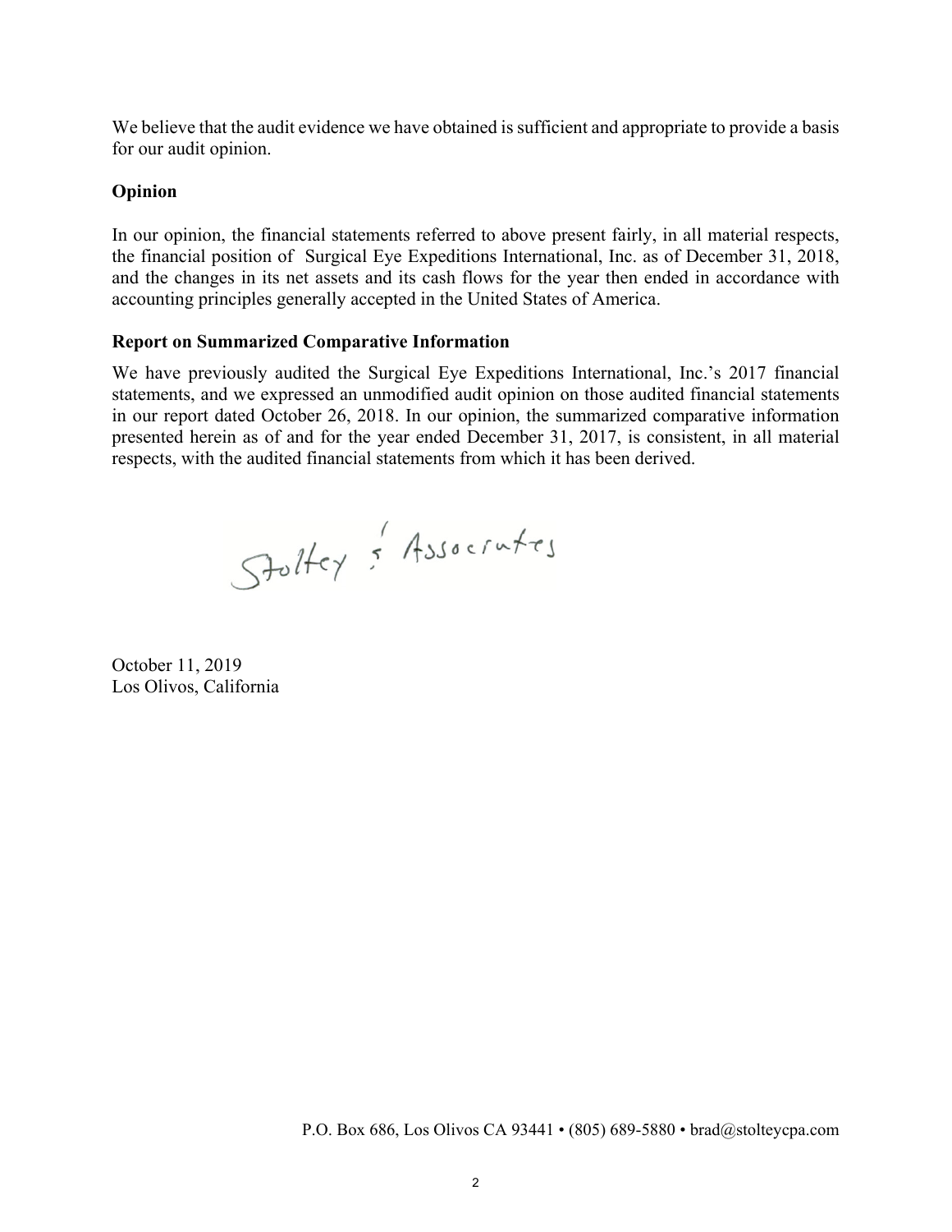We believe that the audit evidence we have obtained is sufficient and appropriate to provide a basis for our audit opinion.

### Opinion

In our opinion, the financial statements referred to above present fairly, in all material respects, the financial position of Surgical Eye Expeditions International, Inc. as of December 31, 2018, and the changes in its net assets and its cash flows for the year then ended in accordance with accounting principles generally accepted in the United States of America.

### Report on Summarized Comparative Information

We have previously audited the Surgical Eye Expeditions International, Inc.'s 2017 financial statements, and we expressed an unmodified audit opinion on those audited financial statements in our report dated October 26, 2018. In our opinion, the summarized comparative information presented herein as of and for the year ended December 31, 2017, is consistent, in all material respects, with the audited financial statements from which it has been derived.

Stoltey & Associates

October 11, 2019
Los Olivos, California

P.O. Box 686, Los Olivos CA 93441 • (805) 689-5880 • brad@stolteycpa.com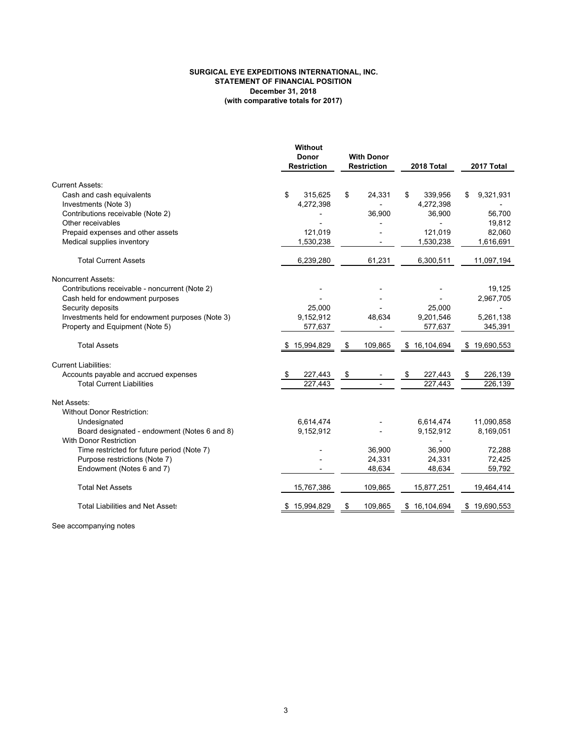**SURGICAL EYE EXPEDITIONS INTERNATIONAL, INC.**
**STATEMENT OF FINANCIAL POSITION**
**December 31, 2018**
**(with comparative totals for 2017)**

| | Without Donor Restriction | With Donor Restriction | 2018 Total | 2017 Total |
|---|---|---|---|---|
| Current Assets: | | | | |
| Cash and cash equivalents | $ 315,625 | $ 24,331 | $ 339,956 | $ 9,321,931 |
| Investments (Note 3) | 4,272,398 | - | 4,272,398 | - |
| Contributions receivable (Note 2) | - | 36,900 | 36,900 | 56,700 |
| Other receivables | - | - | - | 19,812 |
| Prepaid expenses and other assets | 121,019 | - | 121,019 | 82,060 |
| Medical supplies inventory | 1,530,238 | - | 1,530,238 | 1,616,691 |
| Total Current Assets | 6,239,280 | 61,231 | 6,300,511 | 11,097,194 |
| Noncurrent Assets: | | | | |
| Contributions receivable - noncurrent (Note 2) | - | - | - | 19,125 |
| Cash held for endowment purposes | - | - | - | 2,967,705 |
| Security deposits | 25,000 | - | 25,000 | - |
| Investments held for endowment purposes (Note 3) | 9,152,912 | 48,634 | 9,201,546 | 5,261,138 |
| Property and Equipment (Note 5) | 577,637 | - | 577,637 | 345,391 |
| Total Assets | $ 15,994,829 | $ 109,865 | $ 16,104,694 | $ 19,690,553 |
| Current Liabilities: | | | | |
| Accounts payable and accrued expenses | $ 227,443 | $ - | $ 227,443 | $ 226,139 |
| Total Current Liabilities | 227,443 | - | 227,443 | 226,139 |
| Net Assets: | | | | |
| Without Donor Restriction: | | | | |
| Undesignated | 6,614,474 | - | 6,614,474 | 11,090,858 |
| Board designated - endowment (Notes 6 and 8) | 9,152,912 | - | 9,152,912 | 8,169,051 |
| With Donor Restriction | | | - | |
| Time restricted for future period (Note 7) | - | 36,900 | 36,900 | 72,288 |
| Purpose restrictions (Note 7) | - | 24,331 | 24,331 | 72,425 |
| Endowment (Notes 6 and 7) | - | 48,634 | 48,634 | 59,792 |
| Total Net Assets | 15,767,386 | 109,865 | 15,877,251 | 19,464,414 |
| Total Liabilities and Net Assets | $ 15,994,829 | $ 109,865 | $ 16,104,694 | $ 19,690,553 |

See accompanying notes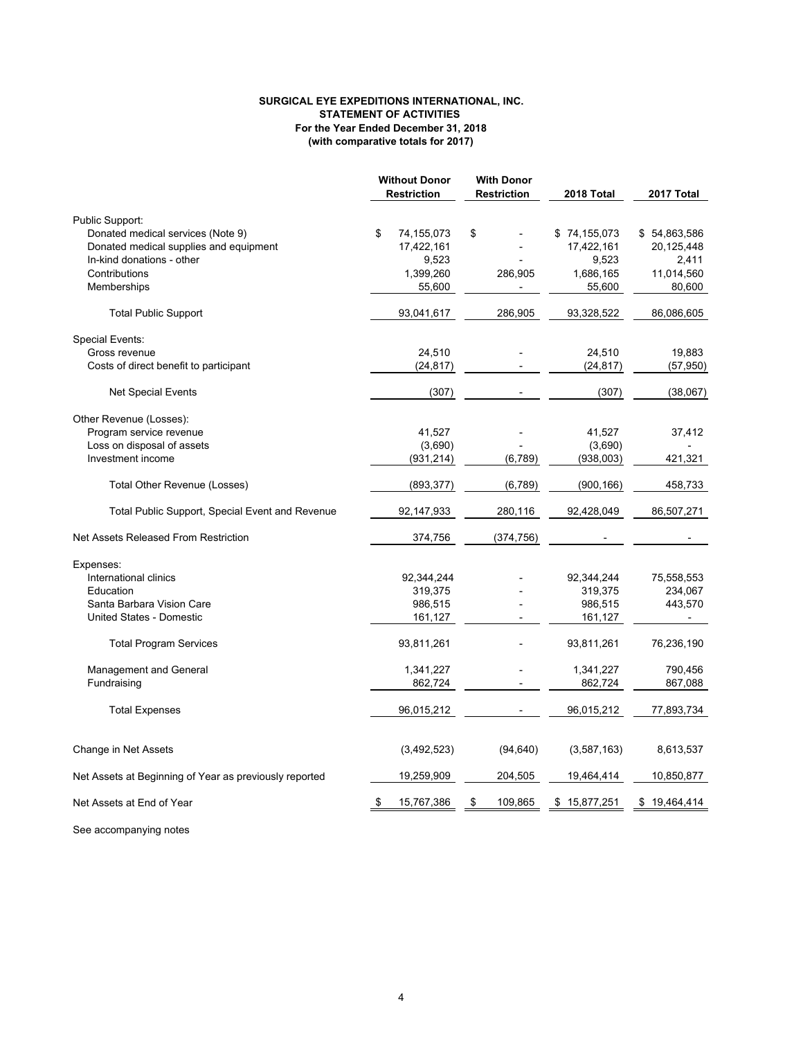**SURGICAL EYE EXPEDITIONS INTERNATIONAL, INC.**
**STATEMENT OF ACTIVITIES**
**For the Year Ended December 31, 2018**
**(with comparative totals for 2017)**

| | Without Donor Restriction | With Donor Restriction | 2018 Total | 2017 Total |
|---|---|---|---|---|
| Public Support: | | | | |
| Donated medical services (Note 9) | $ 74,155,073 | $ - | $ 74,155,073 | $ 54,863,586 |
| Donated medical supplies and equipment | 17,422,161 | - | 17,422,161 | 20,125,448 |
| In-kind donations - other | 9,523 | - | 9,523 | 2,411 |
| Contributions | 1,399,260 | 286,905 | 1,686,165 | 11,014,560 |
| Memberships | 55,600 | - | 55,600 | 80,600 |
| Total Public Support | 93,041,617 | 286,905 | 93,328,522 | 86,086,605 |
| Special Events: | | | | |
| Gross revenue | 24,510 | - | 24,510 | 19,883 |
| Costs of direct benefit to participant | (24,817) | - | (24,817) | (57,950) |
| Net Special Events | (307) | - | (307) | (38,067) |
| Other Revenue (Losses): | | | | |
| Program service revenue | 41,527 | - | 41,527 | 37,412 |
| Loss on disposal of assets | (3,690) | - | (3,690) | - |
| Investment income | (931,214) | (6,789) | (938,003) | 421,321 |
| Total Other Revenue (Losses) | (893,377) | (6,789) | (900,166) | 458,733 |
| Total Public Support, Special Event and Revenue | 92,147,933 | 280,116 | 92,428,049 | 86,507,271 |
| Net Assets Released From Restriction | 374,756 | (374,756) | - | - |
| Expenses: | | | | |
| International clinics | 92,344,244 | - | 92,344,244 | 75,558,553 |
| Education | 319,375 | - | 319,375 | 234,067 |
| Santa Barbara Vision Care | 986,515 | - | 986,515 | 443,570 |
| United States - Domestic | 161,127 | - | 161,127 | - |
| Total Program Services | 93,811,261 | - | 93,811,261 | 76,236,190 |
| Management and General | 1,341,227 | - | 1,341,227 | 790,456 |
| Fundraising | 862,724 | - | 862,724 | 867,088 |
| Total Expenses | 96,015,212 | - | 96,015,212 | 77,893,734 |
| Change in Net Assets | (3,492,523) | (94,640) | (3,587,163) | 8,613,537 |
| Net Assets at Beginning of Year as previously reported | 19,259,909 | 204,505 | 19,464,414 | 10,850,877 |
| Net Assets at End of Year | $ 15,767,386 | $ 109,865 | $ 15,877,251 | $ 19,464,414 |

See accompanying notes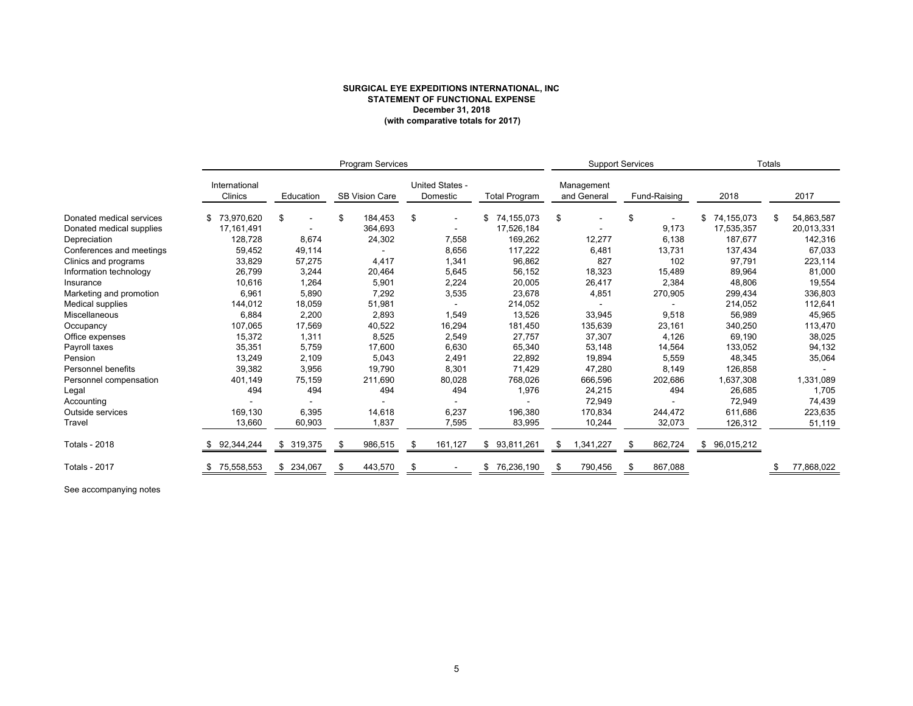**SURGICAL EYE EXPEDITIONS INTERNATIONAL, INC**
**STATEMENT OF FUNCTIONAL EXPENSE**
**December 31, 2018**
**(with comparative totals for 2017)**

| | Program Services | | | | | Support Services | | Totals | |
|---|---|---|---|---|---|---|---|---|---|
| | International Clinics | Education | SB Vision Care | United States - Domestic | Total Program | Management and General | Fund-Raising | 2018 | 2017 |
| Donated medical services | $ 73,970,620 | $ - | $ 184,453 | $ - | $ 74,155,073 | $ - | $ - | $ 74,155,073 | $ 54,863,587 |
| Donated medical supplies | 17,161,491 | - | 364,693 | - | 17,526,184 | - | 9,173 | 17,535,357 | 20,013,331 |
| Depreciation | 128,728 | 8,674 | 24,302 | 7,558 | 169,262 | 12,277 | 6,138 | 187,677 | 142,316 |
| Conferences and meetings | 59,452 | 49,114 | - | 8,656 | 117,222 | 6,481 | 13,731 | 137,434 | 67,033 |
| Clinics and programs | 33,829 | 57,275 | 4,417 | 1,341 | 96,862 | 827 | 102 | 97,791 | 223,114 |
| Information technology | 26,799 | 3,244 | 20,464 | 5,645 | 56,152 | 18,323 | 15,489 | 89,964 | 81,000 |
| Insurance | 10,616 | 1,264 | 5,901 | 2,224 | 20,005 | 26,417 | 2,384 | 48,806 | 19,554 |
| Marketing and promotion | 6,961 | 5,890 | 7,292 | 3,535 | 23,678 | 4,851 | 270,905 | 299,434 | 336,803 |
| Medical supplies | 144,012 | 18,059 | 51,981 | - | 214,052 | - | - | 214,052 | 112,641 |
| Miscellaneous | 6,884 | 2,200 | 2,893 | 1,549 | 13,526 | 33,945 | 9,518 | 56,989 | 45,965 |
| Occupancy | 107,065 | 17,569 | 40,522 | 16,294 | 181,450 | 135,639 | 23,161 | 340,250 | 113,470 |
| Office expenses | 15,372 | 1,311 | 8,525 | 2,549 | 27,757 | 37,307 | 4,126 | 69,190 | 38,025 |
| Payroll taxes | 35,351 | 5,759 | 17,600 | 6,630 | 65,340 | 53,148 | 14,564 | 133,052 | 94,132 |
| Pension | 13,249 | 2,109 | 5,043 | 2,491 | 22,892 | 19,894 | 5,559 | 48,345 | 35,064 |
| Personnel benefits | 39,382 | 3,956 | 19,790 | 8,301 | 71,429 | 47,280 | 8,149 | 126,858 | - |
| Personnel compensation | 401,149 | 75,159 | 211,690 | 80,028 | 768,026 | 666,596 | 202,686 | 1,637,308 | 1,331,089 |
| Legal | 494 | 494 | 494 | 494 | 1,976 | 24,215 | 494 | 26,685 | 1,705 |
| Accounting | - | - | - | - | - | 72,949 | - | 72,949 | 74,439 |
| Outside services | 169,130 | 6,395 | 14,618 | 6,237 | 196,380 | 170,834 | 244,472 | 611,686 | 223,635 |
| Travel | 13,660 | 60,903 | 1,837 | 7,595 | 83,995 | 10,244 | 32,073 | 126,312 | 51,119 |
| Totals - 2018 | $ 92,344,244 | $ 319,375 | $ 986,515 | $ 161,127 | $ 93,811,261 | $ 1,341,227 | $ 862,724 | $ 96,015,212 | |
| Totals - 2017 | $ 75,558,553 | $ 234,067 | $ 443,570 | $ - | $ 76,236,190 | $ 790,456 | $ 867,088 | | $ 77,868,022 |

See accompanying notes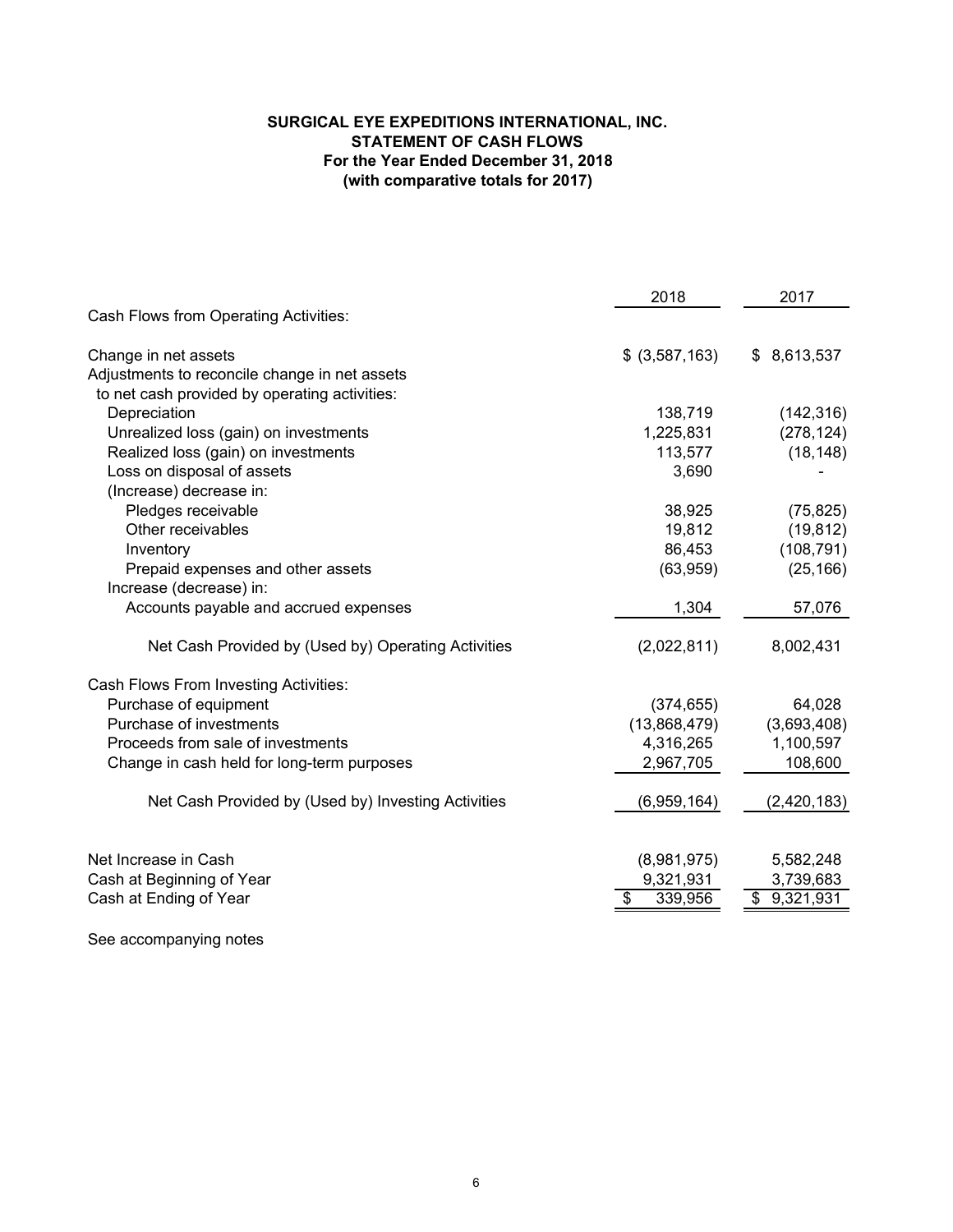**SURGICAL EYE EXPEDITIONS INTERNATIONAL, INC.**
**STATEMENT OF CASH FLOWS**
**For the Year Ended December 31, 2018**
**(with comparative totals for 2017)**

| | 2018 | 2017 |
|---|---|---|
| Cash Flows from Operating Activities: | | |
| Change in net assets | $ (3,587,163) | $ 8,613,537 |
| Adjustments to reconcile change in net assets to net cash provided by operating activities: | | |
| Depreciation | 138,719 | (142,316) |
| Unrealized loss (gain) on investments | 1,225,831 | (278,124) |
| Realized loss (gain) on investments | 113,577 | (18,148) |
| Loss on disposal of assets | 3,690 | - |
| (Increase) decrease in: | | |
| Pledges receivable | 38,925 | (75,825) |
| Other receivables | 19,812 | (19,812) |
| Inventory | 86,453 | (108,791) |
| Prepaid expenses and other assets | (63,959) | (25,166) |
| Increase (decrease) in: | | |
| Accounts payable and accrued expenses | 1,304 | 57,076 |
| Net Cash Provided by (Used by) Operating Activities | (2,022,811) | 8,002,431 |
| Cash Flows From Investing Activities: | | |
| Purchase of equipment | (374,655) | 64,028 |
| Purchase of investments | (13,868,479) | (3,693,408) |
| Proceeds from sale of investments | 4,316,265 | 1,100,597 |
| Change in cash held for long-term purposes | 2,967,705 | 108,600 |
| Net Cash Provided by (Used by) Investing Activities | (6,959,164) | (2,420,183) |
| Net Increase in Cash | (8,981,975) | 5,582,248 |
| Cash at Beginning of Year | 9,321,931 | 3,739,683 |
| Cash at Ending of Year | $ 339,956 | $ 9,321,931 |

See accompanying notes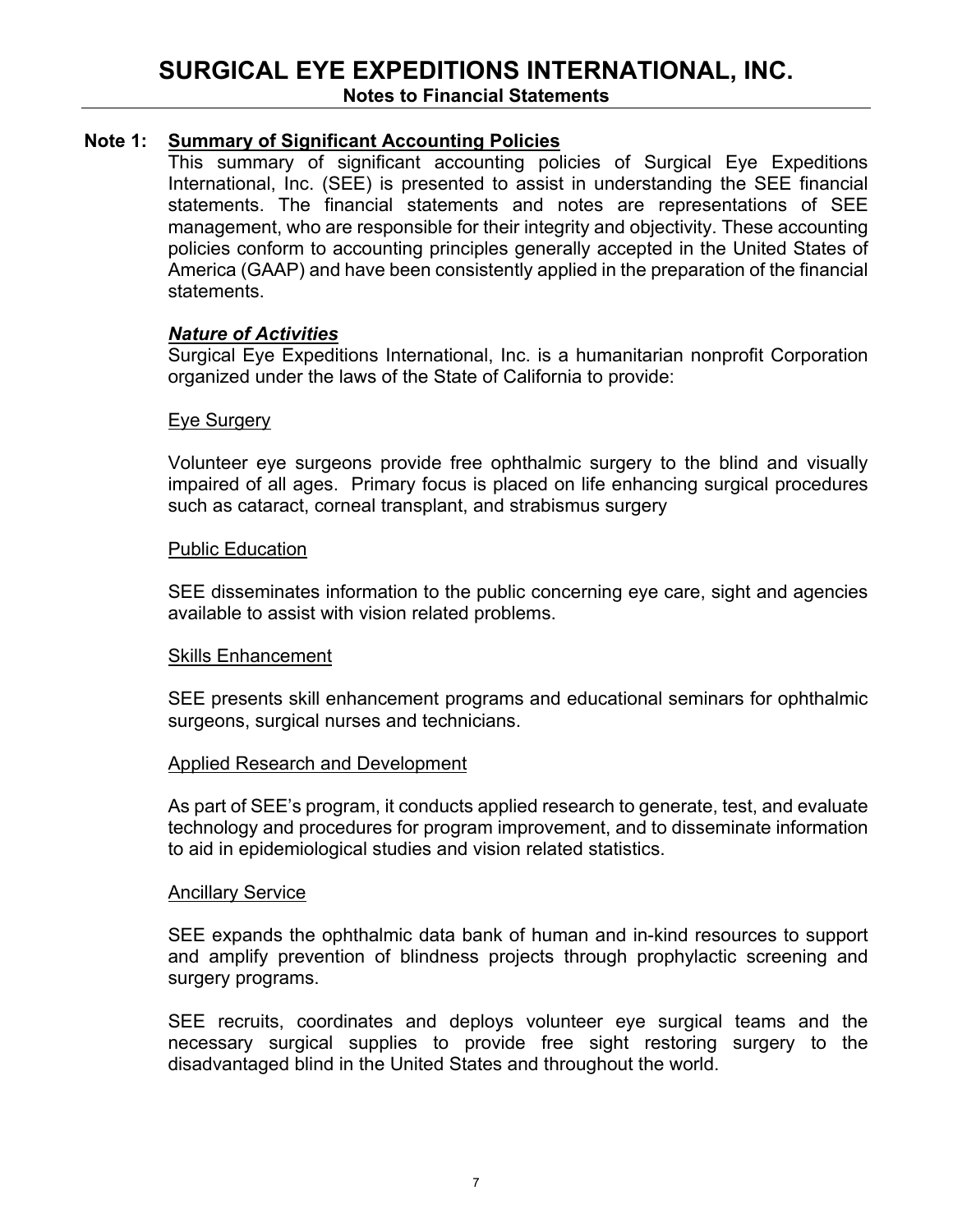# SURGICAL EYE EXPEDITIONS INTERNATIONAL, INC.

## Notes to Financial Statements

### Note 1: Summary of Significant Accounting Policies

This summary of significant accounting policies of Surgical Eye Expeditions International, Inc. (SEE) is presented to assist in understanding the SEE financial statements. The financial statements and notes are representations of SEE management, who are responsible for their integrity and objectivity. These accounting policies conform to accounting principles generally accepted in the United States of America (GAAP) and have been consistently applied in the preparation of the financial statements.

***Nature of Activities***

Surgical Eye Expeditions International, Inc. is a humanitarian nonprofit Corporation organized under the laws of the State of California to provide:

Eye Surgery

Volunteer eye surgeons provide free ophthalmic surgery to the blind and visually impaired of all ages. Primary focus is placed on life enhancing surgical procedures such as cataract, corneal transplant, and strabismus surgery

Public Education

SEE disseminates information to the public concerning eye care, sight and agencies available to assist with vision related problems.

Skills Enhancement

SEE presents skill enhancement programs and educational seminars for ophthalmic surgeons, surgical nurses and technicians.

Applied Research and Development

As part of SEE's program, it conducts applied research to generate, test, and evaluate technology and procedures for program improvement, and to disseminate information to aid in epidemiological studies and vision related statistics.

Ancillary Service

SEE expands the ophthalmic data bank of human and in-kind resources to support and amplify prevention of blindness projects through prophylactic screening and surgery programs.

SEE recruits, coordinates and deploys volunteer eye surgical teams and the necessary surgical supplies to provide free sight restoring surgery to the disadvantaged blind in the United States and throughout the world.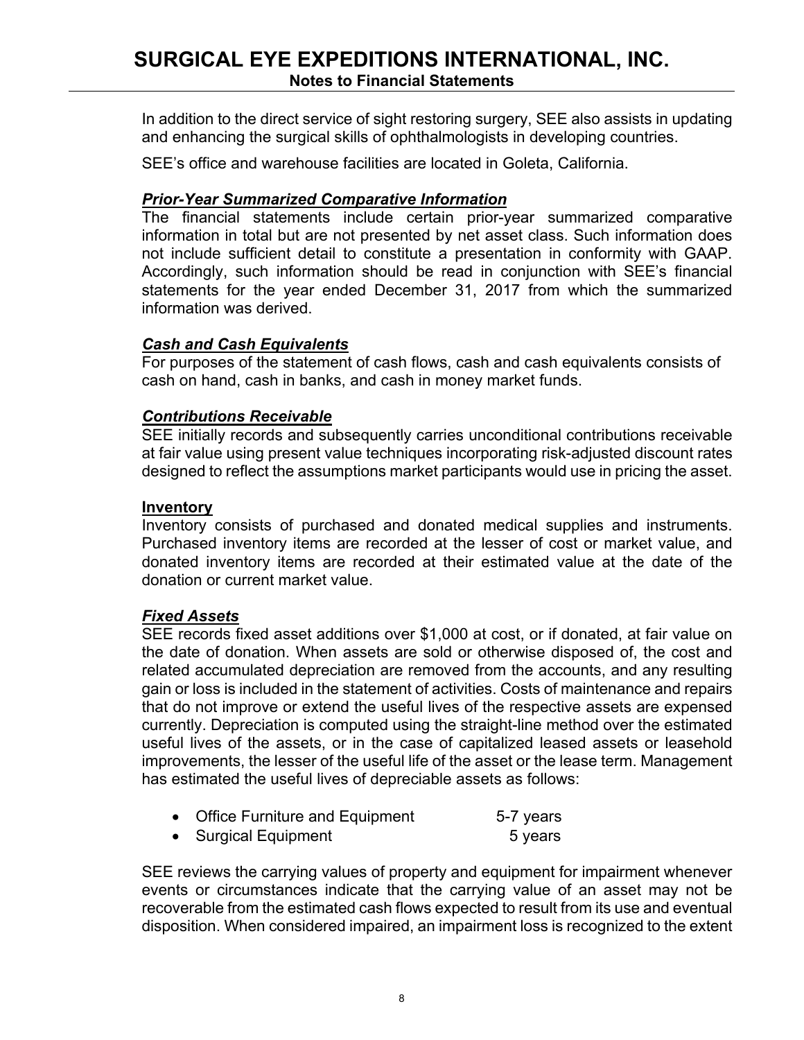In addition to the direct service of sight restoring surgery, SEE also assists in updating and enhancing the surgical skills of ophthalmologists in developing countries.

SEE's office and warehouse facilities are located in Goleta, California.

***Prior-Year Summarized Comparative Information***

The financial statements include certain prior-year summarized comparative information in total but are not presented by net asset class. Such information does not include sufficient detail to constitute a presentation in conformity with GAAP. Accordingly, such information should be read in conjunction with SEE's financial statements for the year ended December 31, 2017 from which the summarized information was derived.

***Cash and Cash Equivalents***

For purposes of the statement of cash flows, cash and cash equivalents consists of cash on hand, cash in banks, and cash in money market funds.

***Contributions Receivable***

SEE initially records and subsequently carries unconditional contributions receivable at fair value using present value techniques incorporating risk-adjusted discount rates designed to reflect the assumptions market participants would use in pricing the asset.

**Inventory**

Inventory consists of purchased and donated medical supplies and instruments. Purchased inventory items are recorded at the lesser of cost or market value, and donated inventory items are recorded at their estimated value at the date of the donation or current market value.

***Fixed Assets***

SEE records fixed asset additions over $1,000 at cost, or if donated, at fair value on the date of donation. When assets are sold or otherwise disposed of, the cost and related accumulated depreciation are removed from the accounts, and any resulting gain or loss is included in the statement of activities. Costs of maintenance and repairs that do not improve or extend the useful lives of the respective assets are expensed currently. Depreciation is computed using the straight-line method over the estimated useful lives of the assets, or in the case of capitalized leased assets or leasehold improvements, the lesser of the useful life of the asset or the lease term. Management has estimated the useful lives of depreciable assets as follows:

- Office Furniture and Equipment 5-7 years
- Surgical Equipment 5 years

SEE reviews the carrying values of property and equipment for impairment whenever events or circumstances indicate that the carrying value of an asset may not be recoverable from the estimated cash flows expected to result from its use and eventual disposition. When considered impaired, an impairment loss is recognized to the extent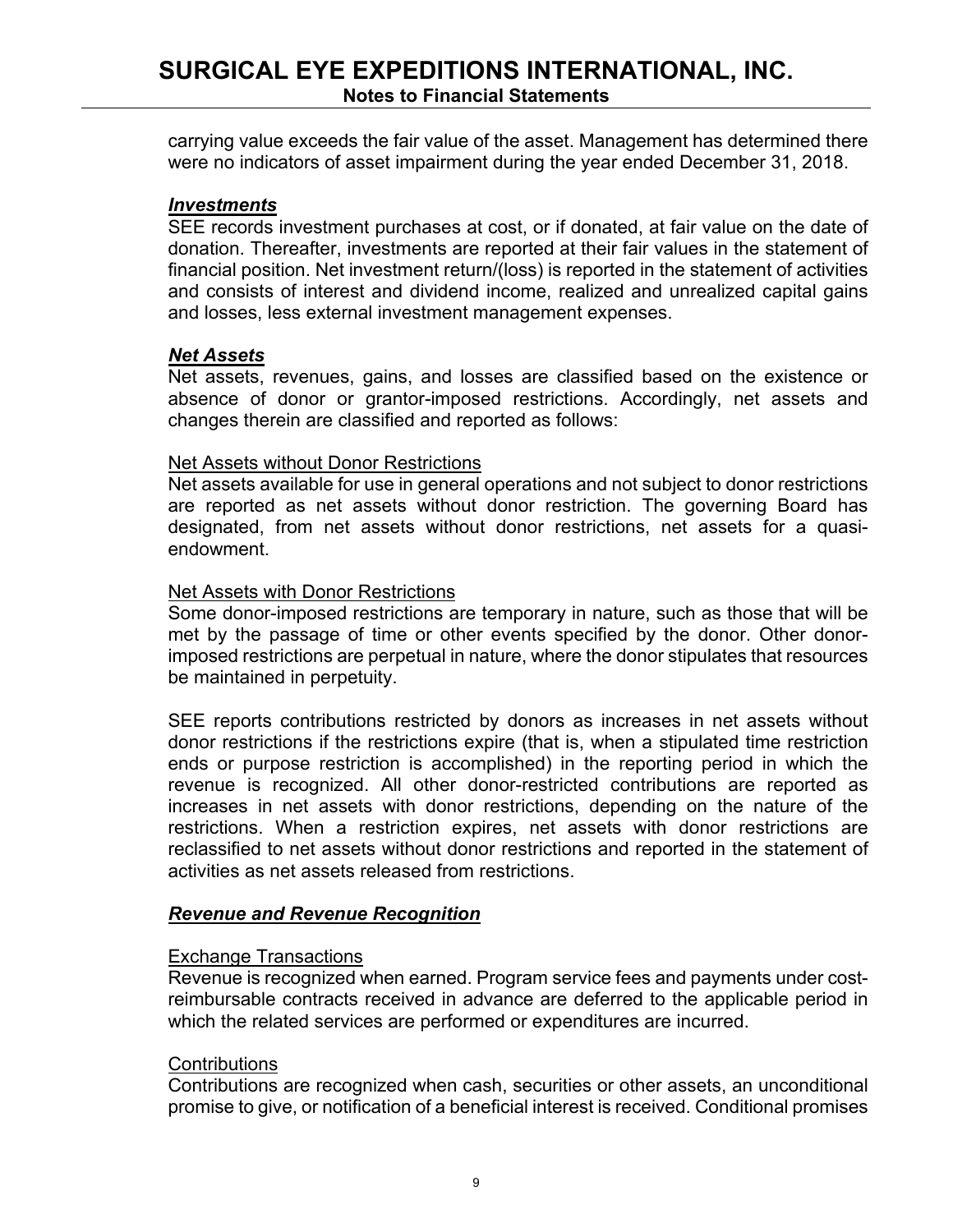carrying value exceeds the fair value of the asset. Management has determined there were no indicators of asset impairment during the year ended December 31, 2018.

### ***Investments***

SEE records investment purchases at cost, or if donated, at fair value on the date of donation. Thereafter, investments are reported at their fair values in the statement of financial position. Net investment return/(loss) is reported in the statement of activities and consists of interest and dividend income, realized and unrealized capital gains and losses, less external investment management expenses.

### ***Net Assets***

Net assets, revenues, gains, and losses are classified based on the existence or absence of donor or grantor-imposed restrictions. Accordingly, net assets and changes therein are classified and reported as follows:

Net Assets without Donor Restrictions

Net assets available for use in general operations and not subject to donor restrictions are reported as net assets without donor restriction. The governing Board has designated, from net assets without donor restrictions, net assets for a quasi-endowment.

Net Assets with Donor Restrictions

Some donor-imposed restrictions are temporary in nature, such as those that will be met by the passage of time or other events specified by the donor. Other donor-imposed restrictions are perpetual in nature, where the donor stipulates that resources be maintained in perpetuity.

SEE reports contributions restricted by donors as increases in net assets without donor restrictions if the restrictions expire (that is, when a stipulated time restriction ends or purpose restriction is accomplished) in the reporting period in which the revenue is recognized. All other donor-restricted contributions are reported as increases in net assets with donor restrictions, depending on the nature of the restrictions. When a restriction expires, net assets with donor restrictions are reclassified to net assets without donor restrictions and reported in the statement of activities as net assets released from restrictions.

### ***Revenue and Revenue Recognition***

Exchange Transactions

Revenue is recognized when earned. Program service fees and payments under cost-reimbursable contracts received in advance are deferred to the applicable period in which the related services are performed or expenditures are incurred.

Contributions

Contributions are recognized when cash, securities or other assets, an unconditional promise to give, or notification of a beneficial interest is received. Conditional promises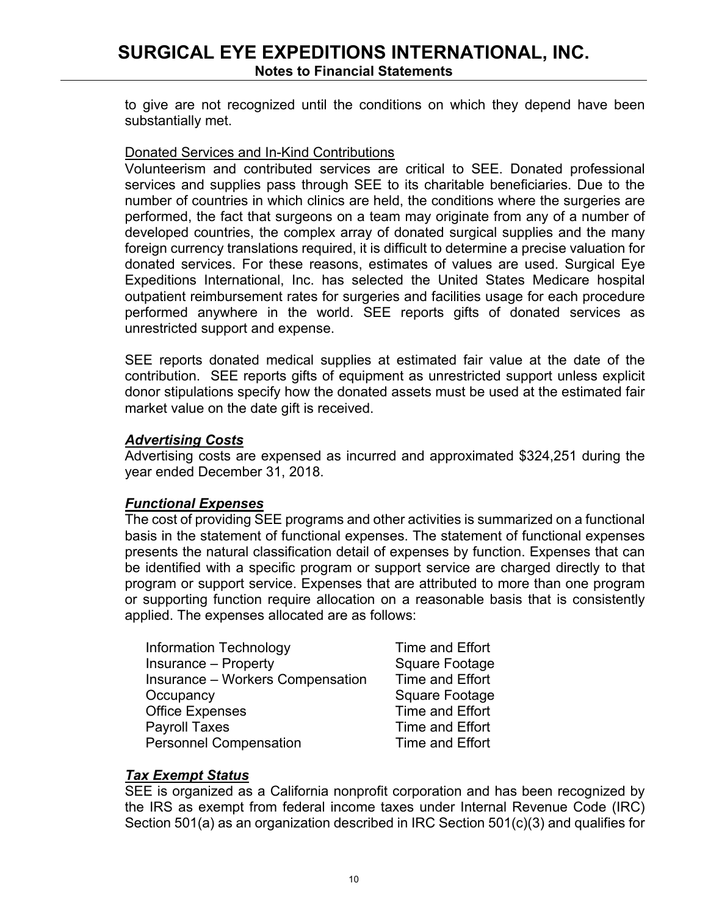to give are not recognized until the conditions on which they depend have been substantially met.

Donated Services and In-Kind Contributions

Volunteerism and contributed services are critical to SEE. Donated professional services and supplies pass through SEE to its charitable beneficiaries. Due to the number of countries in which clinics are held, the conditions where the surgeries are performed, the fact that surgeons on a team may originate from any of a number of developed countries, the complex array of donated surgical supplies and the many foreign currency translations required, it is difficult to determine a precise valuation for donated services. For these reasons, estimates of values are used. Surgical Eye Expeditions International, Inc. has selected the United States Medicare hospital outpatient reimbursement rates for surgeries and facilities usage for each procedure performed anywhere in the world. SEE reports gifts of donated services as unrestricted support and expense.

SEE reports donated medical supplies at estimated fair value at the date of the contribution. SEE reports gifts of equipment as unrestricted support unless explicit donor stipulations specify how the donated assets must be used at the estimated fair market value on the date gift is received.

***Advertising Costs***

Advertising costs are expensed as incurred and approximated $324,251 during the year ended December 31, 2018.

***Functional Expenses***

The cost of providing SEE programs and other activities is summarized on a functional basis in the statement of functional expenses. The statement of functional expenses presents the natural classification detail of expenses by function. Expenses that can be identified with a specific program or support service are charged directly to that program or support service. Expenses that are attributed to more than one program or supporting function require allocation on a reasonable basis that is consistently applied. The expenses allocated are as follows:

| | |
|---|---|
| Information Technology | Time and Effort |
| Insurance – Property | Square Footage |
| Insurance – Workers Compensation | Time and Effort |
| Occupancy | Square Footage |
| Office Expenses | Time and Effort |
| Payroll Taxes | Time and Effort |
| Personnel Compensation | Time and Effort |

***Tax Exempt Status***

SEE is organized as a California nonprofit corporation and has been recognized by the IRS as exempt from federal income taxes under Internal Revenue Code (IRC) Section 501(a) as an organization described in IRC Section 501(c)(3) and qualifies for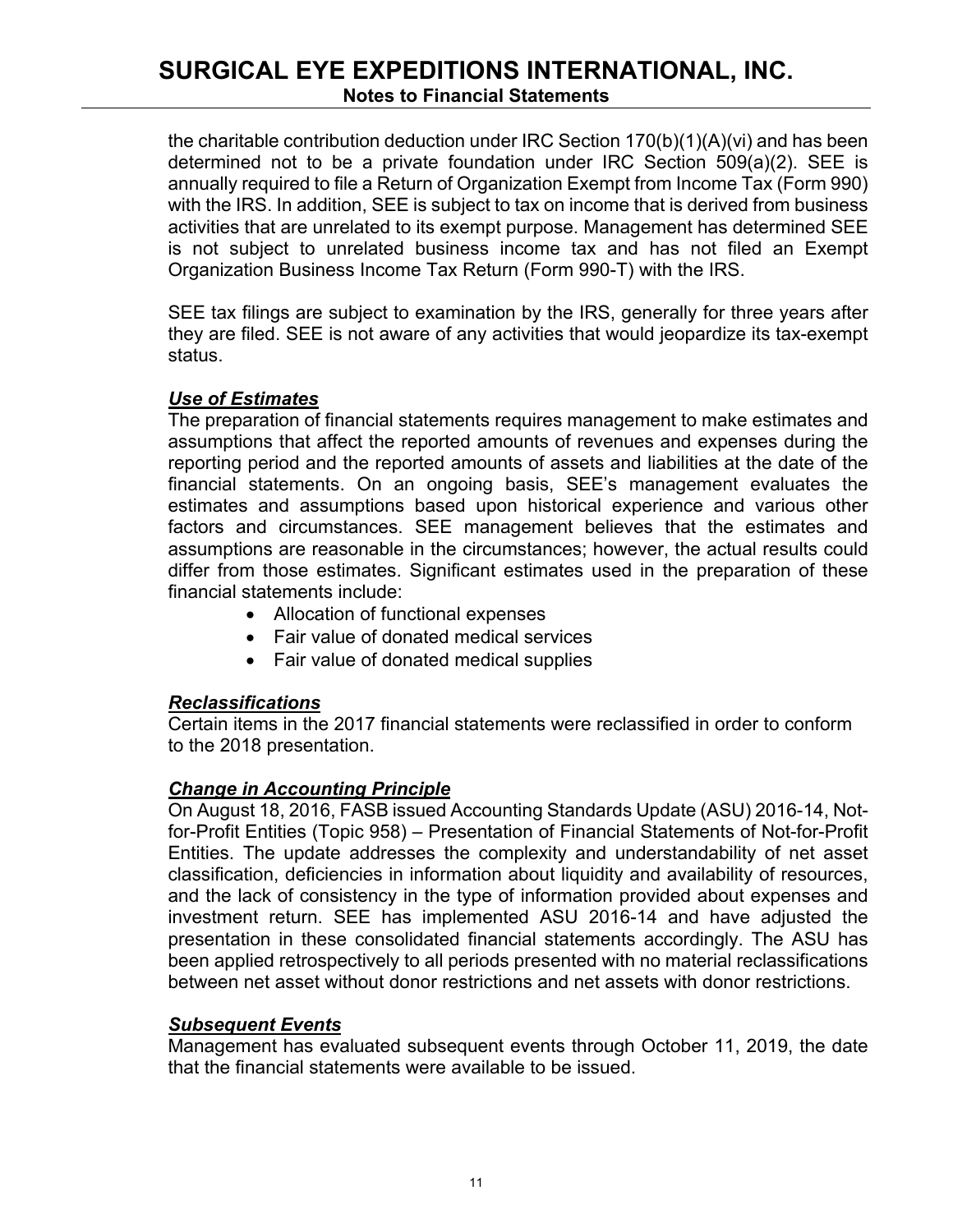the charitable contribution deduction under IRC Section 170(b)(1)(A)(vi) and has been determined not to be a private foundation under IRC Section 509(a)(2). SEE is annually required to file a Return of Organization Exempt from Income Tax (Form 990) with the IRS. In addition, SEE is subject to tax on income that is derived from business activities that are unrelated to its exempt purpose. Management has determined SEE is not subject to unrelated business income tax and has not filed an Exempt Organization Business Income Tax Return (Form 990-T) with the IRS.

SEE tax filings are subject to examination by the IRS, generally for three years after they are filed. SEE is not aware of any activities that would jeopardize its tax-exempt status.

***Use of Estimates***

The preparation of financial statements requires management to make estimates and assumptions that affect the reported amounts of revenues and expenses during the reporting period and the reported amounts of assets and liabilities at the date of the financial statements. On an ongoing basis, SEE's management evaluates the estimates and assumptions based upon historical experience and various other factors and circumstances. SEE management believes that the estimates and assumptions are reasonable in the circumstances; however, the actual results could differ from those estimates. Significant estimates used in the preparation of these financial statements include:

- Allocation of functional expenses
- Fair value of donated medical services
- Fair value of donated medical supplies

***Reclassifications***

Certain items in the 2017 financial statements were reclassified in order to conform to the 2018 presentation.

***Change in Accounting Principle***

On August 18, 2016, FASB issued Accounting Standards Update (ASU) 2016-14, Not-for-Profit Entities (Topic 958) – Presentation of Financial Statements of Not-for-Profit Entities. The update addresses the complexity and understandability of net asset classification, deficiencies in information about liquidity and availability of resources, and the lack of consistency in the type of information provided about expenses and investment return. SEE has implemented ASU 2016-14 and have adjusted the presentation in these consolidated financial statements accordingly. The ASU has been applied retrospectively to all periods presented with no material reclassifications between net asset without donor restrictions and net assets with donor restrictions.

***Subsequent Events***

Management has evaluated subsequent events through October 11, 2019, the date that the financial statements were available to be issued.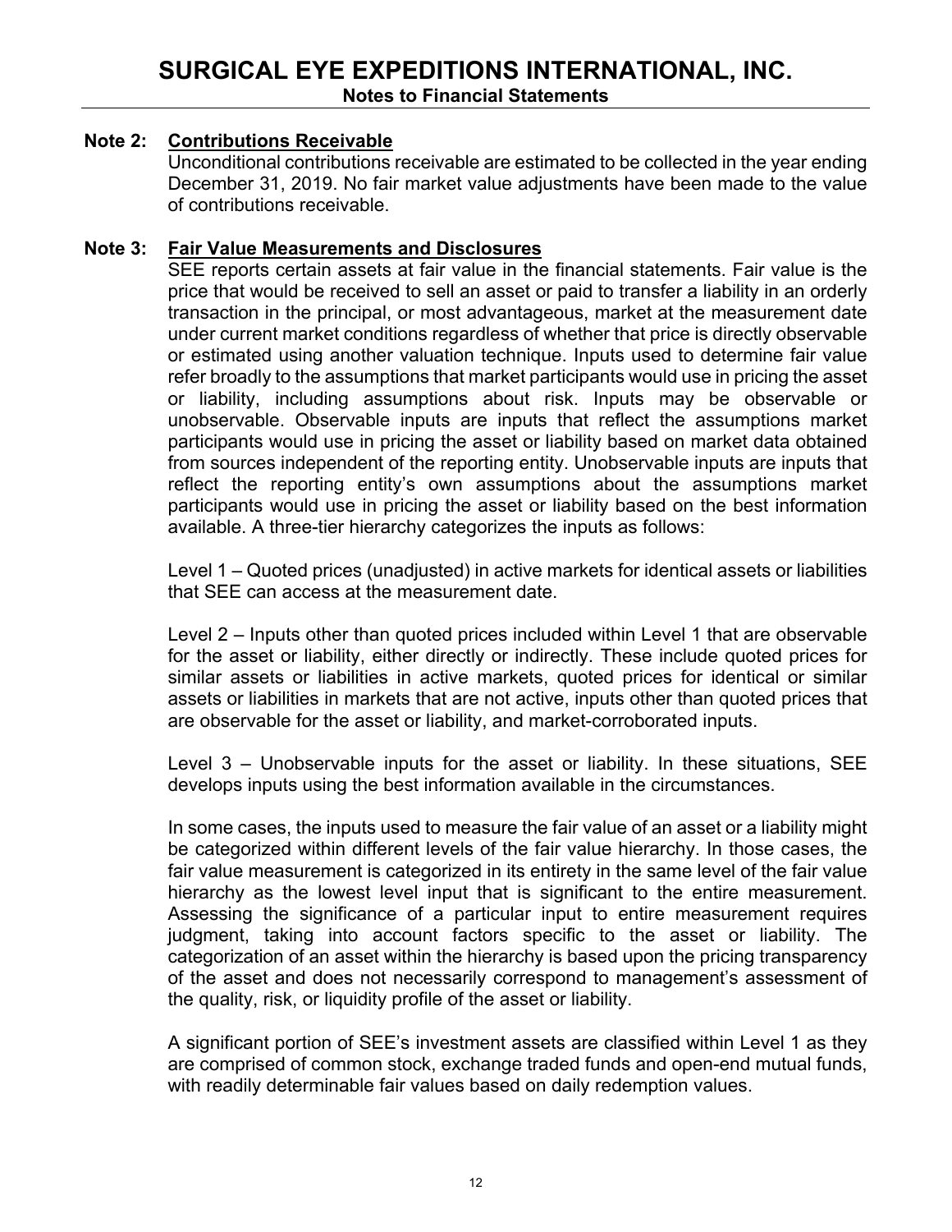## SURGICAL EYE EXPEDITIONS INTERNATIONAL, INC.

### Notes to Financial Statements

**Note 2: Contributions Receivable**

Unconditional contributions receivable are estimated to be collected in the year ending December 31, 2019. No fair market value adjustments have been made to the value of contributions receivable.

**Note 3: Fair Value Measurements and Disclosures**

SEE reports certain assets at fair value in the financial statements. Fair value is the price that would be received to sell an asset or paid to transfer a liability in an orderly transaction in the principal, or most advantageous, market at the measurement date under current market conditions regardless of whether that price is directly observable or estimated using another valuation technique. Inputs used to determine fair value refer broadly to the assumptions that market participants would use in pricing the asset or liability, including assumptions about risk. Inputs may be observable or unobservable. Observable inputs are inputs that reflect the assumptions market participants would use in pricing the asset or liability based on market data obtained from sources independent of the reporting entity. Unobservable inputs are inputs that reflect the reporting entity's own assumptions about the assumptions market participants would use in pricing the asset or liability based on the best information available. A three-tier hierarchy categorizes the inputs as follows:

Level 1 – Quoted prices (unadjusted) in active markets for identical assets or liabilities that SEE can access at the measurement date.

Level 2 – Inputs other than quoted prices included within Level 1 that are observable for the asset or liability, either directly or indirectly. These include quoted prices for similar assets or liabilities in active markets, quoted prices for identical or similar assets or liabilities in markets that are not active, inputs other than quoted prices that are observable for the asset or liability, and market-corroborated inputs.

Level 3 – Unobservable inputs for the asset or liability. In these situations, SEE develops inputs using the best information available in the circumstances.

In some cases, the inputs used to measure the fair value of an asset or a liability might be categorized within different levels of the fair value hierarchy. In those cases, the fair value measurement is categorized in its entirety in the same level of the fair value hierarchy as the lowest level input that is significant to the entire measurement. Assessing the significance of a particular input to entire measurement requires judgment, taking into account factors specific to the asset or liability. The categorization of an asset within the hierarchy is based upon the pricing transparency of the asset and does not necessarily correspond to management's assessment of the quality, risk, or liquidity profile of the asset or liability.

A significant portion of SEE's investment assets are classified within Level 1 as they are comprised of common stock, exchange traded funds and open-end mutual funds, with readily determinable fair values based on daily redemption values.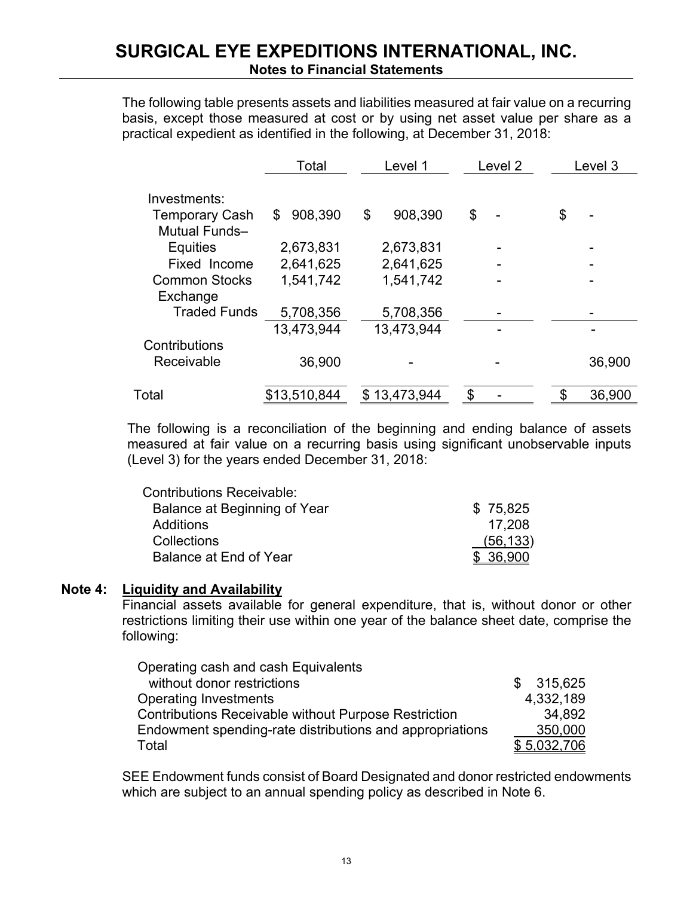# SURGICAL EYE EXPEDITIONS INTERNATIONAL, INC.

**Notes to Financial Statements**

The following table presents assets and liabilities measured at fair value on a recurring basis, except those measured at cost or by using net asset value per share as a practical expedient as identified in the following, at December 31, 2018:

| | Total | Level 1 | Level 2 | Level 3 |
|---|---|---|---|---|
| Investments: | | | | |
| Temporary Cash | $ 908,390 | $ 908,390 | $ - | $ - |
| Mutual Funds– | | | | |
| Equities | 2,673,831 | 2,673,831 | - | - |
| Fixed Income | 2,641,625 | 2,641,625 | - | - |
| Common Stocks | 1,541,742 | 1,541,742 | - | - |
| Exchange Traded Funds | 5,708,356 | 5,708,356 | - | - |
| | 13,473,944 | 13,473,944 | - | - |
| Contributions Receivable | 36,900 | - | - | 36,900 |
| Total | $13,510,844 | $ 13,473,944 | $ - | $ 36,900 |

The following is a reconciliation of the beginning and ending balance of assets measured at fair value on a recurring basis using significant unobservable inputs (Level 3) for the years ended December 31, 2018:

| | |
|---|---|
| Contributions Receivable: | |
| Balance at Beginning of Year | $ 75,825 |
| Additions | 17,208 |
| Collections | (56,133) |
| Balance at End of Year | $ 36,900 |

**Note 4: Liquidity and Availability**

Financial assets available for general expenditure, that is, without donor or other restrictions limiting their use within one year of the balance sheet date, comprise the following:

| | |
|---|---|
| Operating cash and cash Equivalents without donor restrictions | $ 315,625 |
| Operating Investments | 4,332,189 |
| Contributions Receivable without Purpose Restriction | 34,892 |
| Endowment spending-rate distributions and appropriations | 350,000 |
| Total | $ 5,032,706 |

SEE Endowment funds consist of Board Designated and donor restricted endowments which are subject to an annual spending policy as described in Note 6.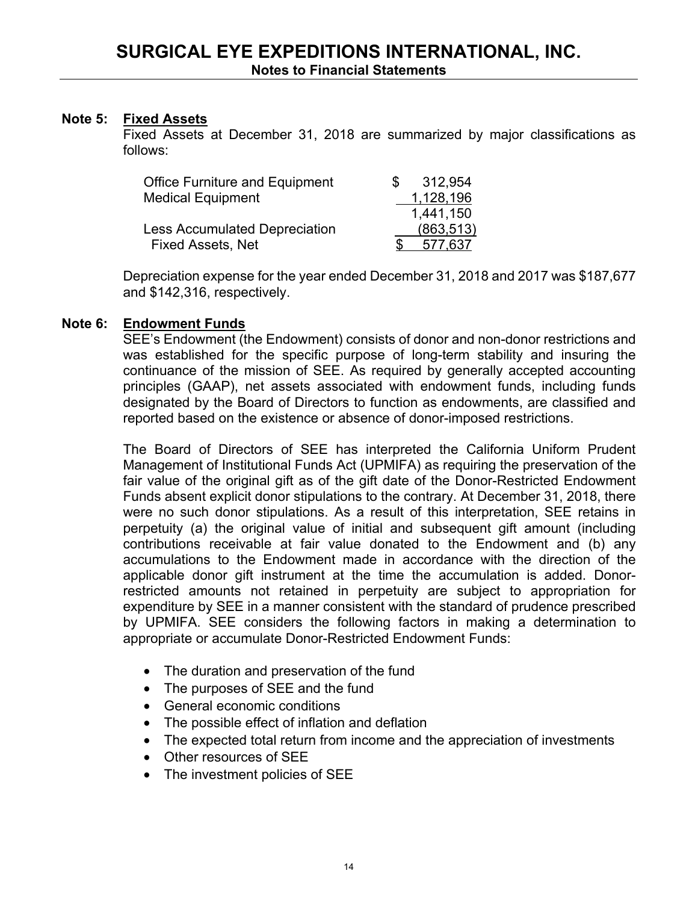## Note 5: Fixed Assets

Fixed Assets at December 31, 2018 are summarized by major classifications as follows:

| | |
|---|---|
| Office Furniture and Equipment | $ 312,954 |
| Medical Equipment | 1,128,196 |
| | 1,441,150 |
| Less Accumulated Depreciation | (863,513) |
| Fixed Assets, Net | $ 577,637 |

Depreciation expense for the year ended December 31, 2018 and 2017 was $187,677 and $142,316, respectively.

## Note 6: Endowment Funds

SEE's Endowment (the Endowment) consists of donor and non-donor restrictions and was established for the specific purpose of long-term stability and insuring the continuance of the mission of SEE. As required by generally accepted accounting principles (GAAP), net assets associated with endowment funds, including funds designated by the Board of Directors to function as endowments, are classified and reported based on the existence or absence of donor-imposed restrictions.

The Board of Directors of SEE has interpreted the California Uniform Prudent Management of Institutional Funds Act (UPMIFA) as requiring the preservation of the fair value of the original gift as of the gift date of the Donor-Restricted Endowment Funds absent explicit donor stipulations to the contrary. At December 31, 2018, there were no such donor stipulations. As a result of this interpretation, SEE retains in perpetuity (a) the original value of initial and subsequent gift amount (including contributions receivable at fair value donated to the Endowment and (b) any accumulations to the Endowment made in accordance with the direction of the applicable donor gift instrument at the time the accumulation is added. Donor-restricted amounts not retained in perpetuity are subject to appropriation for expenditure by SEE in a manner consistent with the standard of prudence prescribed by UPMIFA. SEE considers the following factors in making a determination to appropriate or accumulate Donor-Restricted Endowment Funds:

- The duration and preservation of the fund
- The purposes of SEE and the fund
- General economic conditions
- The possible effect of inflation and deflation
- The expected total return from income and the appreciation of investments
- Other resources of SEE
- The investment policies of SEE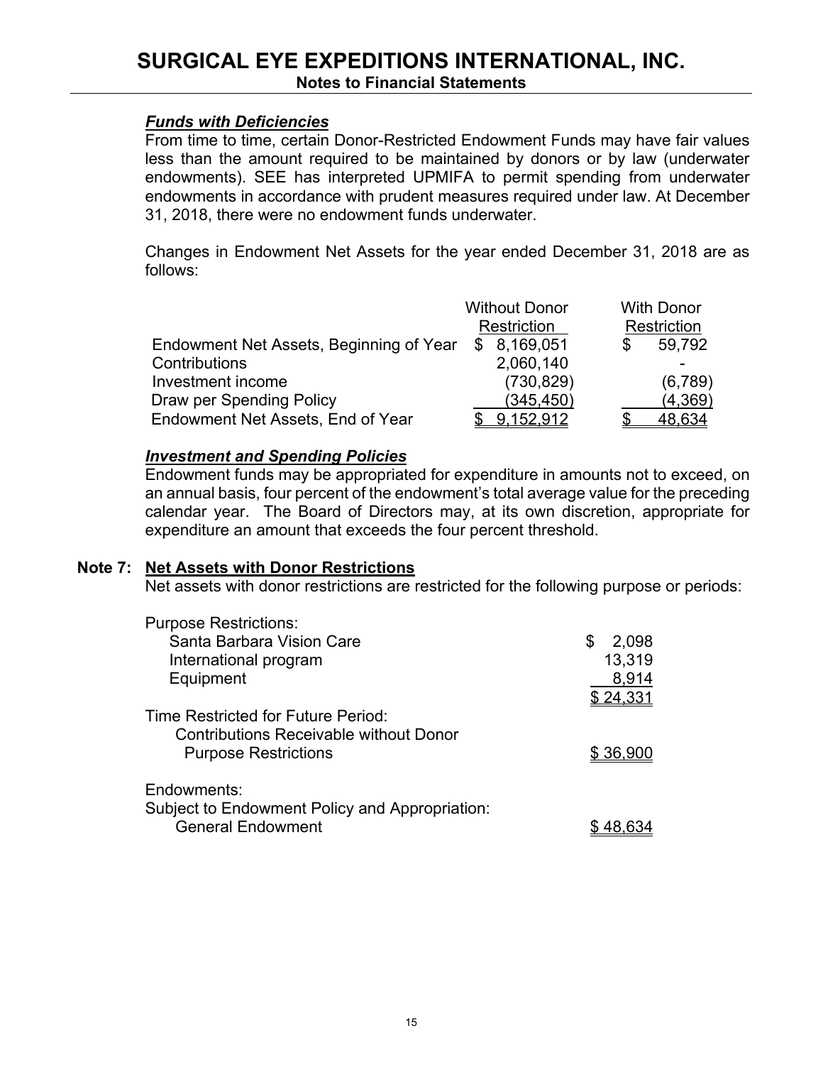# SURGICAL EYE EXPEDITIONS INTERNATIONAL, INC.

**Notes to Financial Statements**

***Funds with Deficiencies***

From time to time, certain Donor-Restricted Endowment Funds may have fair values less than the amount required to be maintained by donors or by law (underwater endowments). SEE has interpreted UPMIFA to permit spending from underwater endowments in accordance with prudent measures required under law. At December 31, 2018, there were no endowment funds underwater.

Changes in Endowment Net Assets for the year ended December 31, 2018 are as follows:

| | Without Donor Restriction | With Donor Restriction |
|---|---|---|
| Endowment Net Assets, Beginning of Year | $ 8,169,051 | $ 59,792 |
| Contributions | 2,060,140 | - |
| Investment income | (730,829) | (6,789) |
| Draw per Spending Policy | (345,450) | (4,369) |
| Endowment Net Assets, End of Year | $ 9,152,912 | $ 48,634 |

***Investment and Spending Policies***

Endowment funds may be appropriated for expenditure in amounts not to exceed, on an annual basis, four percent of the endowment's total average value for the preceding calendar year. The Board of Directors may, at its own discretion, appropriate for expenditure an amount that exceeds the four percent threshold.

## Note 7: Net Assets with Donor Restrictions

Net assets with donor restrictions are restricted for the following purpose or periods:

| | |
|---|---|
| Purpose Restrictions: | |
| Santa Barbara Vision Care | $ 2,098 |
| International program | 13,319 |
| Equipment | 8,914 |
| | $ 24,331 |
| Time Restricted for Future Period: | |
| Contributions Receivable without Donor Purpose Restrictions | $ 36,900 |
| Endowments: | |
| Subject to Endowment Policy and Appropriation: | |
| General Endowment | $ 48,634 |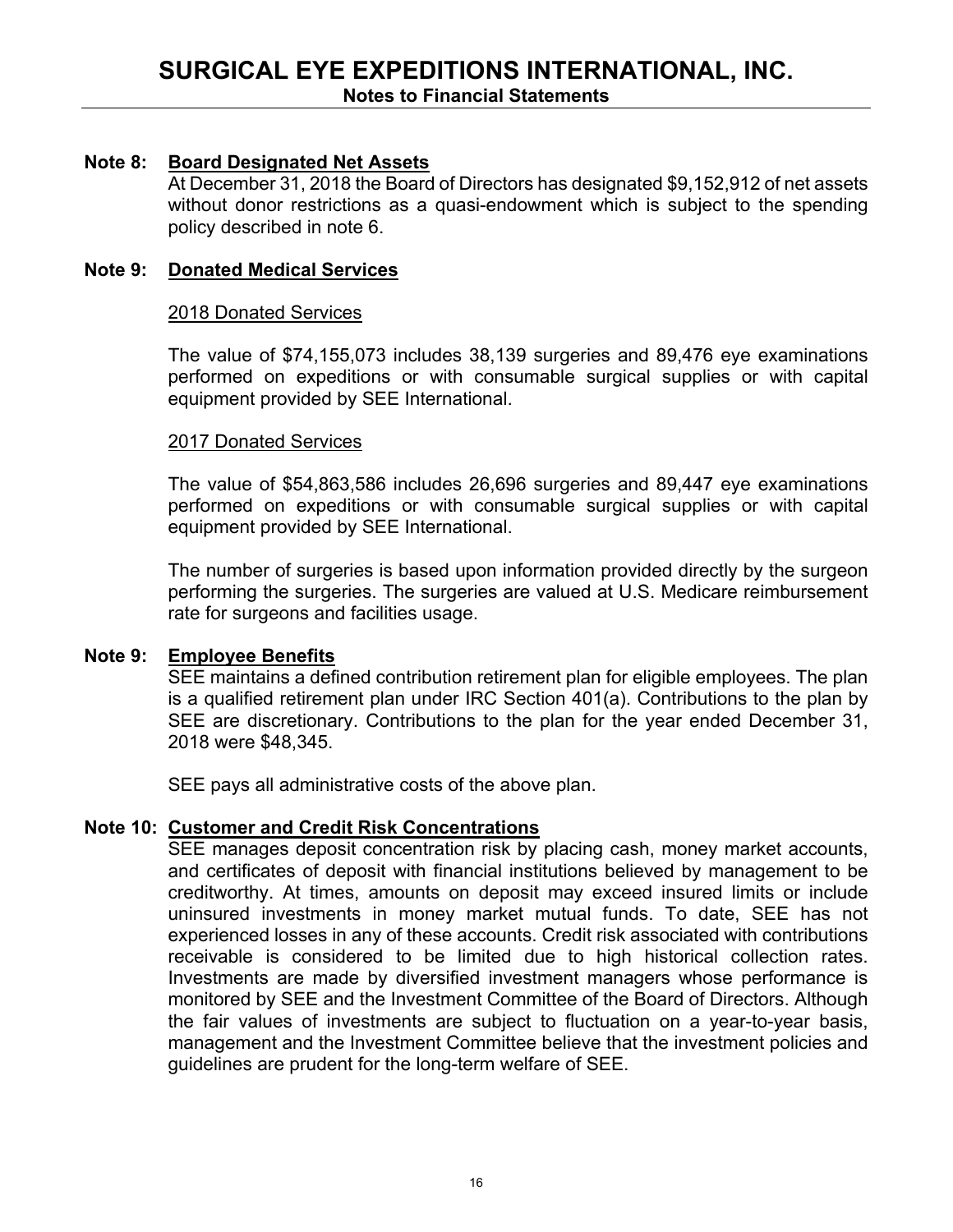# SURGICAL EYE EXPEDITIONS INTERNATIONAL, INC.

## Notes to Financial Statements

**Note 8: Board Designated Net Assets**

At December 31, 2018 the Board of Directors has designated $9,152,912 of net assets without donor restrictions as a quasi-endowment which is subject to the spending policy described in note 6.

**Note 9: Donated Medical Services**

2018 Donated Services

The value of $74,155,073 includes 38,139 surgeries and 89,476 eye examinations performed on expeditions or with consumable surgical supplies or with capital equipment provided by SEE International.

2017 Donated Services

The value of $54,863,586 includes 26,696 surgeries and 89,447 eye examinations performed on expeditions or with consumable surgical supplies or with capital equipment provided by SEE International.

The number of surgeries is based upon information provided directly by the surgeon performing the surgeries. The surgeries are valued at U.S. Medicare reimbursement rate for surgeons and facilities usage.

**Note 9: Employee Benefits**

SEE maintains a defined contribution retirement plan for eligible employees. The plan is a qualified retirement plan under IRC Section 401(a). Contributions to the plan by SEE are discretionary. Contributions to the plan for the year ended December 31, 2018 were $48,345.

SEE pays all administrative costs of the above plan.

**Note 10: Customer and Credit Risk Concentrations**

SEE manages deposit concentration risk by placing cash, money market accounts, and certificates of deposit with financial institutions believed by management to be creditworthy. At times, amounts on deposit may exceed insured limits or include uninsured investments in money market mutual funds. To date, SEE has not experienced losses in any of these accounts. Credit risk associated with contributions receivable is considered to be limited due to high historical collection rates. Investments are made by diversified investment managers whose performance is monitored by SEE and the Investment Committee of the Board of Directors. Although the fair values of investments are subject to fluctuation on a year-to-year basis, management and the Investment Committee believe that the investment policies and guidelines are prudent for the long-term welfare of SEE.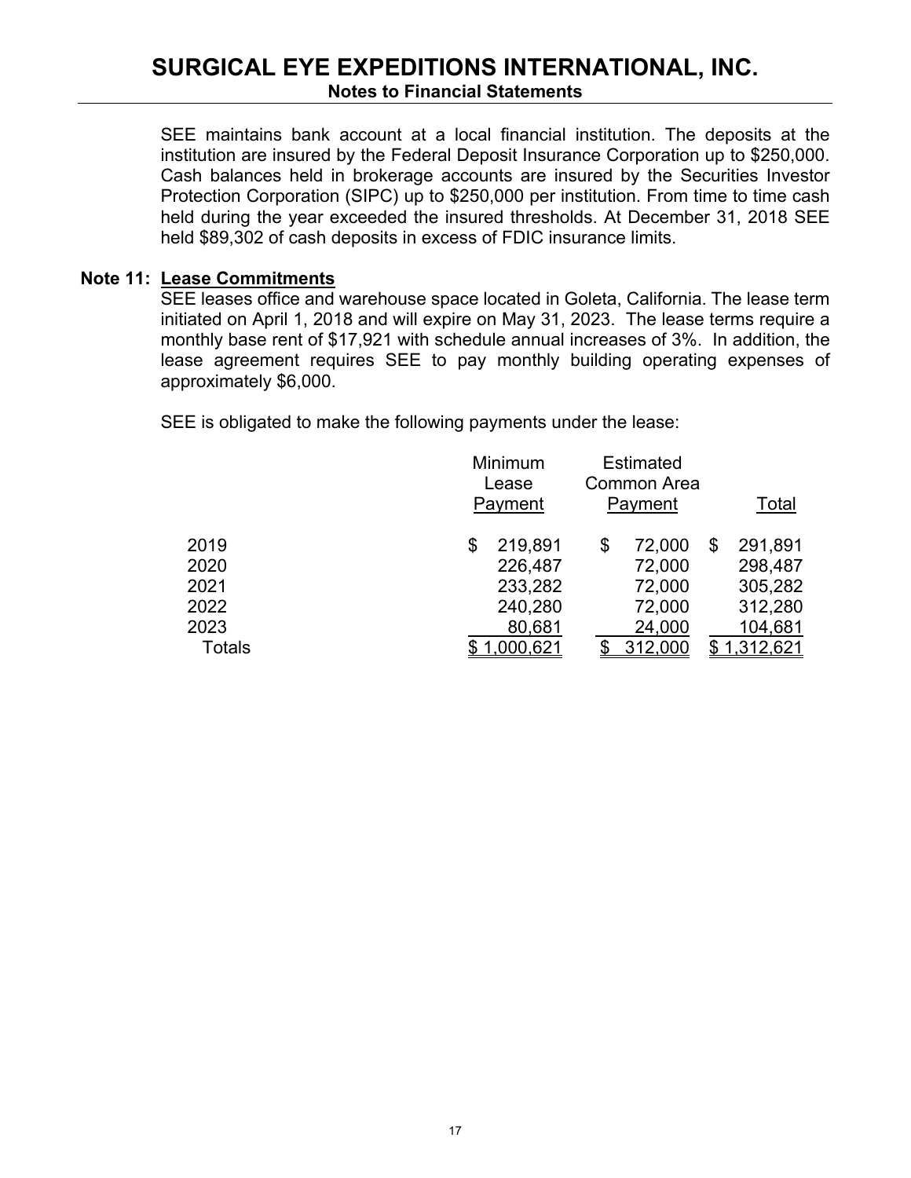SEE maintains bank account at a local financial institution. The deposits at the institution are insured by the Federal Deposit Insurance Corporation up to $250,000. Cash balances held in brokerage accounts are insured by the Securities Investor Protection Corporation (SIPC) up to $250,000 per institution. From time to time cash held during the year exceeded the insured thresholds. At December 31, 2018 SEE held $89,302 of cash deposits in excess of FDIC insurance limits.

**Note 11: Lease Commitments**

SEE leases office and warehouse space located in Goleta, California. The lease term initiated on April 1, 2018 and will expire on May 31, 2023. The lease terms require a monthly base rent of $17,921 with schedule annual increases of 3%. In addition, the lease agreement requires SEE to pay monthly building operating expenses of approximately $6,000.

SEE is obligated to make the following payments under the lease:

| | Minimum Lease Payment | Estimated Common Area Payment | Total |
|---|---|---|---|
| 2019 | $ 219,891 | $ 72,000 | $ 291,891 |
| 2020 | 226,487 | 72,000 | 298,487 |
| 2021 | 233,282 | 72,000 | 305,282 |
| 2022 | 240,280 | 72,000 | 312,280 |
| 2023 | 80,681 | 24,000 | 104,681 |
| Totals | $ 1,000,621 | $ 312,000 | $ 1,312,621 |